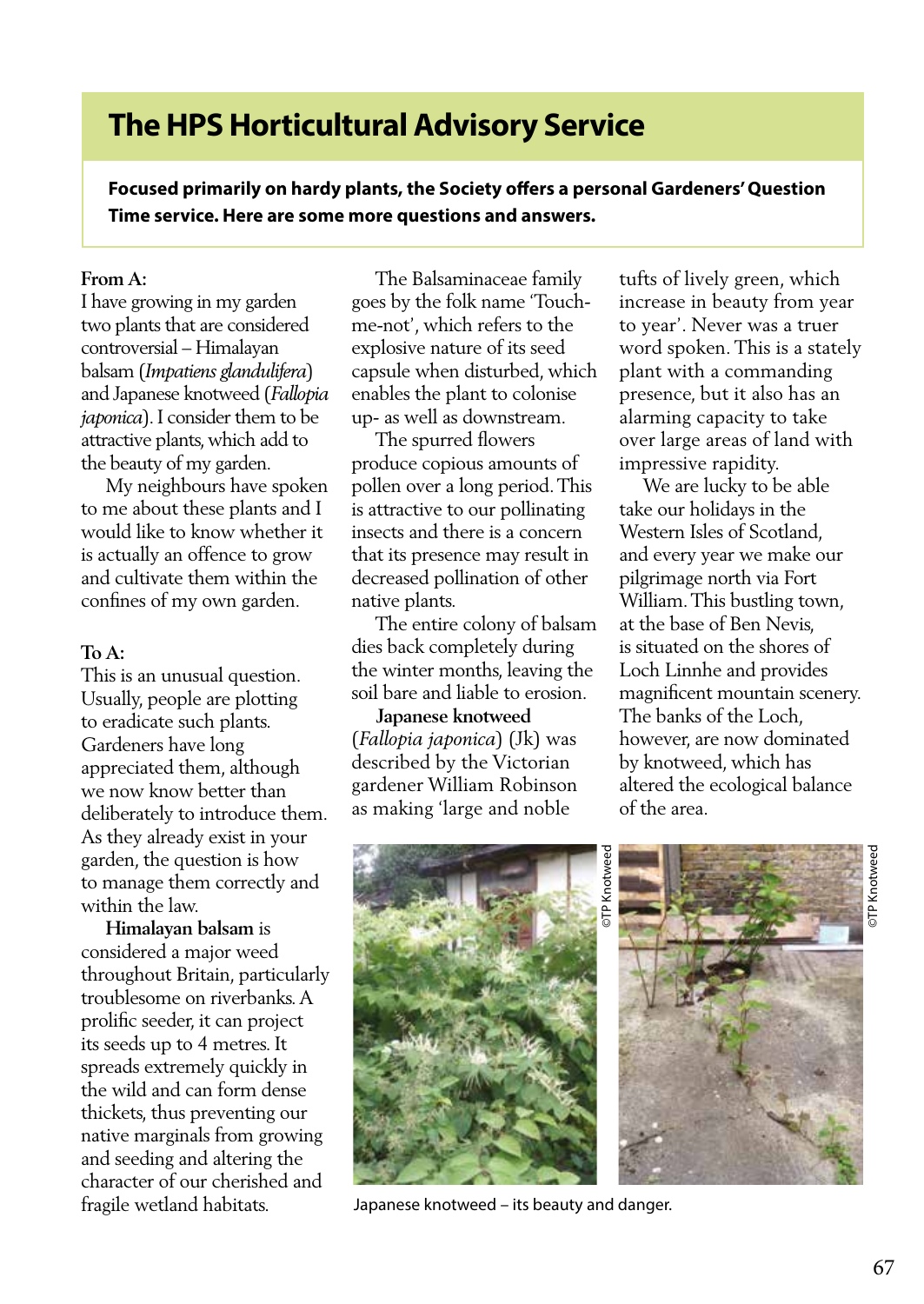# The HPS Horticultural Advisory Service

**Focused primarily on hardy plants, the Society offers a personal Gardeners' Question Time service. Here are some more questions and answers.**

**From A:**

I have growing in my garden two plants that are considered controversial – Himalayan balsam (*Impatiens glandulifera*) and Japanese knotweed (*Fallopia japonica*). I consider them to be attractive plants, which add to the beauty of my garden.

My neighbours have spoken to me about these plants and I would like to know whether it is actually an offence to grow and cultivate them within the confines of my own garden.

**To A:**

This is an unusual question. Usually, people are plotting to eradicate such plants. Gardeners have long appreciated them, although we now know better than deliberately to introduce them. As they already exist in your garden, the question is how to manage them correctly and within the law.

**Himalayan balsam** is considered a major weed throughout Britain, particularly troublesome on riverbanks. A prolific seeder, it can project its seeds up to 4 metres. It spreads extremely quickly in the wild and can form dense thickets, thus preventing our native marginals from growing and seeding and altering the character of our cherished and fragile wetland habitats.

The Balsaminaceae family goes by the folk name 'Touch-me-not', which refers to the explosive nature of its seed capsule when disturbed, which enables the plant to colonise up- as well as downstream.

The spurred flowers produce copious amounts of pollen over a long period. This is attractive to our pollinating insects and there is a concern that its presence may result in decreased pollination of other native plants.

The entire colony of balsam dies back completely during the winter months, leaving the soil bare and liable to erosion.

**Japanese knotweed** (*Fallopia japonica*) (Jk) was described by the Victorian gardener William Robinson as making 'large and noble tufts of lively green, which increase in beauty from year to year'. Never was a truer word spoken. This is a stately plant with a commanding presence, but it also has an alarming capacity to take over large areas of land with impressive rapidity.

We are lucky to be able take our holidays in the Western Isles of Scotland, and every year we make our pilgrimage north via Fort William. This bustling town, at the base of Ben Nevis, is situated on the shores of Loch Linnhe and provides magnificent mountain scenery. The banks of the Loch, however, are now dominated by knotweed, which has altered the ecological balance of the area.

©TP Knotweed

©TP Knotweed

Japanese knotweed – its beauty and danger.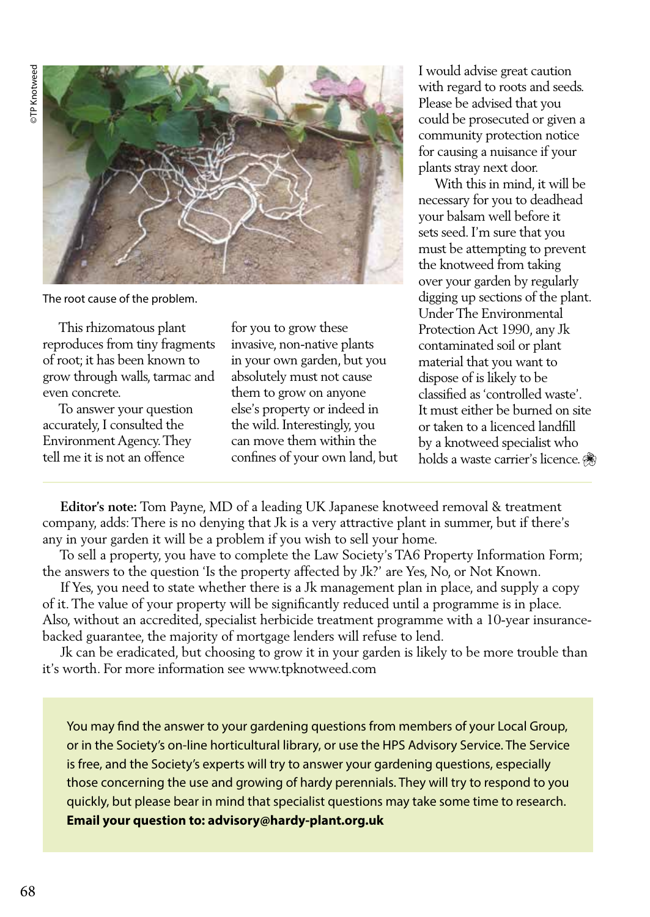©TP Knotweed

The root cause of the problem.

This rhizomatous plant reproduces from tiny fragments of root; it has been known to grow through walls, tarmac and even concrete.

To answer your question accurately, I consulted the Environment Agency. They tell me it is not an offence for you to grow these invasive, non-native plants in your own garden, but you absolutely must not cause them to grow on anyone else's property or indeed in the wild. Interestingly, you can move them within the confines of your own land, but I would advise great caution with regard to roots and seeds. Please be advised that you could be prosecuted or given a community protection notice for causing a nuisance if your plants stray next door.

With this in mind, it will be necessary for you to deadhead your balsam well before it sets seed. I'm sure that you must be attempting to prevent the knotweed from taking over your garden by regularly digging up sections of the plant. Under The Environmental Protection Act 1990, any Jk contaminated soil or plant material that you want to dispose of is likely to be classified as 'controlled waste'. It must either be burned on site or taken to a licenced landfill by a knotweed specialist who holds a waste carrier's licence.

---

**Editor's note:** Tom Payne, MD of a leading UK Japanese knotweed removal & treatment company, adds: There is no denying that Jk is a very attractive plant in summer, but if there's any in your garden it will be a problem if you wish to sell your home.

To sell a property, you have to complete the Law Society's TA6 Property Information Form; the answers to the question 'Is the property affected by Jk?' are Yes, No, or Not Known.

If Yes, you need to state whether there is a Jk management plan in place, and supply a copy of it. The value of your property will be significantly reduced until a programme is in place. Also, without an accredited, specialist herbicide treatment programme with a 10-year insurance-backed guarantee, the majority of mortgage lenders will refuse to lend.

Jk can be eradicated, but choosing to grow it in your garden is likely to be more trouble than it's worth. For more information see www.tpknotweed.com

You may find the answer to your gardening questions from members of your Local Group, or in the Society's on-line horticultural library, or use the HPS Advisory Service. The Service is free, and the Society's experts will try to answer your gardening questions, especially those concerning the use and growing of hardy perennials. They will try to respond to you quickly, but please bear in mind that specialist questions may take some time to research. **Email your question to: advisory@hardy-plant.org.uk**